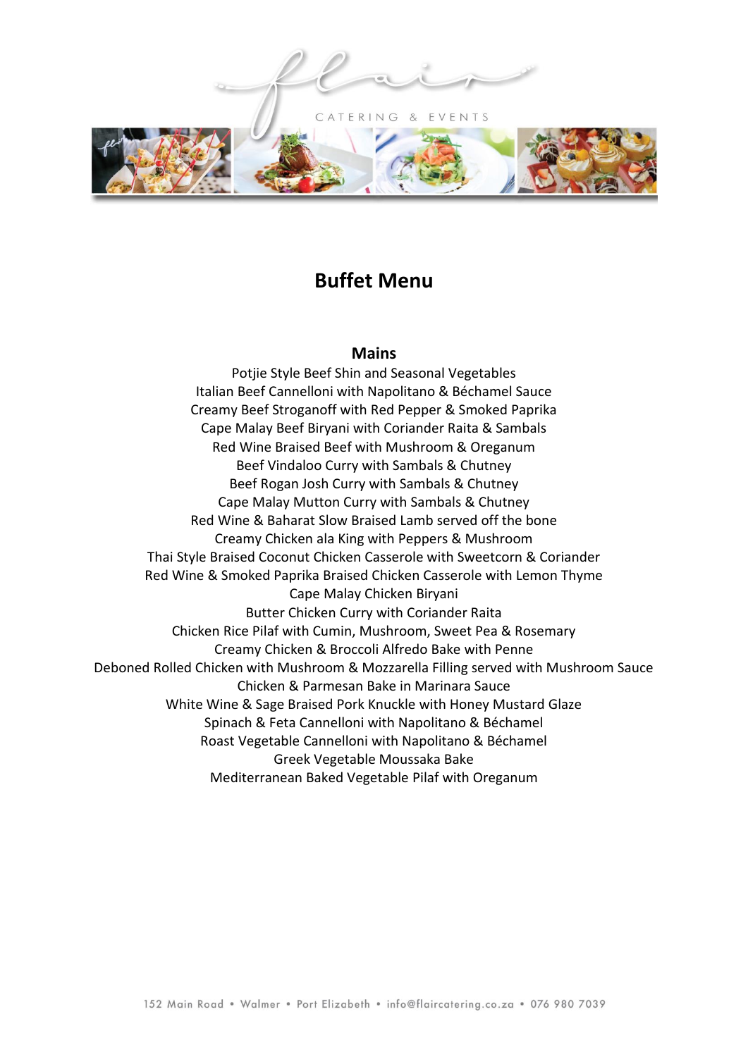# Buffet Menu

## Mains

Potjie Style Beef Shin and Seasonal Vegetables
Italian Beef Cannelloni with Napolitano & Béchamel Sauce
Creamy Beef Stroganoff with Red Pepper & Smoked Paprika
Cape Malay Beef Biryani with Coriander Raita & Sambals
Red Wine Braised Beef with Mushroom & Oreganum
Beef Vindaloo Curry with Sambals & Chutney
Beef Rogan Josh Curry with Sambals & Chutney
Cape Malay Mutton Curry with Sambals & Chutney
Red Wine & Baharat Slow Braised Lamb served off the bone
Creamy Chicken ala King with Peppers & Mushroom
Thai Style Braised Coconut Chicken Casserole with Sweetcorn & Coriander
Red Wine & Smoked Paprika Braised Chicken Casserole with Lemon Thyme
Cape Malay Chicken Biryani
Butter Chicken Curry with Coriander Raita
Chicken Rice Pilaf with Cumin, Mushroom, Sweet Pea & Rosemary
Creamy Chicken & Broccoli Alfredo Bake with Penne
Deboned Rolled Chicken with Mushroom & Mozzarella Filling served with Mushroom Sauce
Chicken & Parmesan Bake in Marinara Sauce
White Wine & Sage Braised Pork Knuckle with Honey Mustard Glaze
Spinach & Feta Cannelloni with Napolitano & Béchamel
Roast Vegetable Cannelloni with Napolitano & Béchamel
Greek Vegetable Moussaka Bake
Mediterranean Baked Vegetable Pilaf with Oreganum

152 Main Road • Walmer • Port Elizabeth • info@flaircatering.co.za • 076 980 7039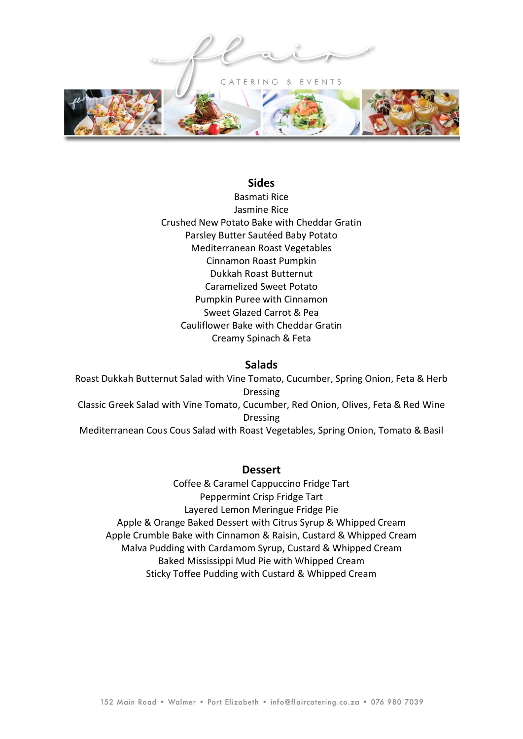## Sides

Basmati Rice
Jasmine Rice
Crushed New Potato Bake with Cheddar Gratin
Parsley Butter Sautéed Baby Potato
Mediterranean Roast Vegetables
Cinnamon Roast Pumpkin
Dukkah Roast Butternut
Caramelized Sweet Potato
Pumpkin Puree with Cinnamon
Sweet Glazed Carrot & Pea
Cauliflower Bake with Cheddar Gratin
Creamy Spinach & Feta

## Salads

Roast Dukkah Butternut Salad with Vine Tomato, Cucumber, Spring Onion, Feta & Herb Dressing
Classic Greek Salad with Vine Tomato, Cucumber, Red Onion, Olives, Feta & Red Wine Dressing
Mediterranean Cous Cous Salad with Roast Vegetables, Spring Onion, Tomato & Basil

## Dessert

Coffee & Caramel Cappuccino Fridge Tart
Peppermint Crisp Fridge Tart
Layered Lemon Meringue Fridge Pie
Apple & Orange Baked Dessert with Citrus Syrup & Whipped Cream
Apple Crumble Bake with Cinnamon & Raisin, Custard & Whipped Cream
Malva Pudding with Cardamom Syrup, Custard & Whipped Cream
Baked Mississippi Mud Pie with Whipped Cream
Sticky Toffee Pudding with Custard & Whipped Cream